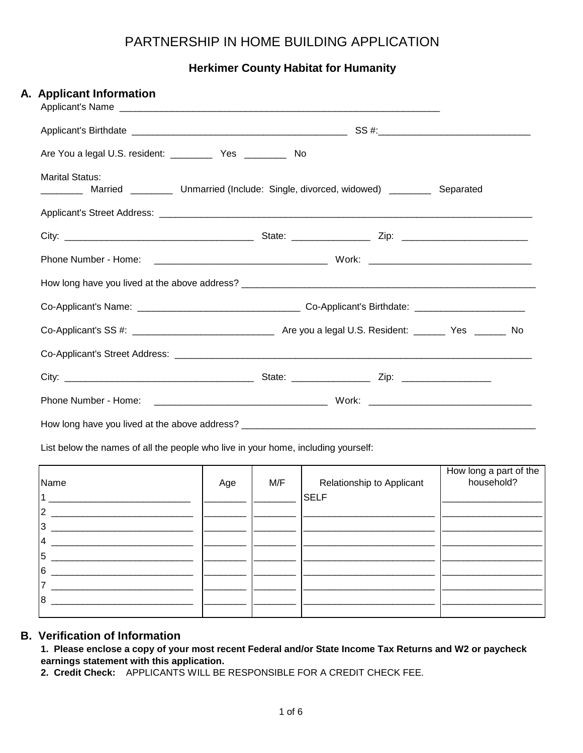# PARTNERSHIP IN HOME BUILDING APPLICATION

### Herkimer County Habitat for Humanity

## A. Applicant Information

Applicant's Name ____________________________________________________________

Applicant's Birthdate ________________________________________ SS #:____________________________

Are You a legal U.S. resident: ________ Yes ________ No

Marital Status:
________ Married ________ Unmarried (Include: Single, divorced, widowed) ________ Separated

Applicant's Street Address: ____________________________________________________________________

City: ___________________________________ State: ______________ Zip: _______________________

Phone Number - Home: ________________________________ Work: ______________________________

How long have you lived at the above address? ________________________________________________________

Co-Applicant's Name: ______________________________ Co-Applicant's Birthdate: ____________________

Co-Applicant's SS #: __________________________ Are you a legal U.S. Resident: ______ Yes ______ No

Co-Applicant's Street Address: __________________________________________________________________

City: ___________________________________ State: ______________ Zip: ________________

Phone Number - Home: ________________________________ Work: ______________________________

How long have you lived at the above address? ________________________________________________________

List below the names of all the people who live in your home, including yourself:

| Name | Age | M/F | Relationship to Applicant | How long a part of the household? |
|---|---|---|---|---|
| 1 | | | SELF | |
| 2 | | | | |
| 3 | | | | |
| 4 | | | | |
| 5 | | | | |
| 6 | | | | |
| 7 | | | | |
| 8 | | | | |

## B. Verification of Information

**1. Please enclose a copy of your most recent Federal and/or State Income Tax Returns and W2 or paycheck earnings statement with this application.**

**2. Credit Check:** APPLICANTS WILL BE RESPONSIBLE FOR A CREDIT CHECK FEE.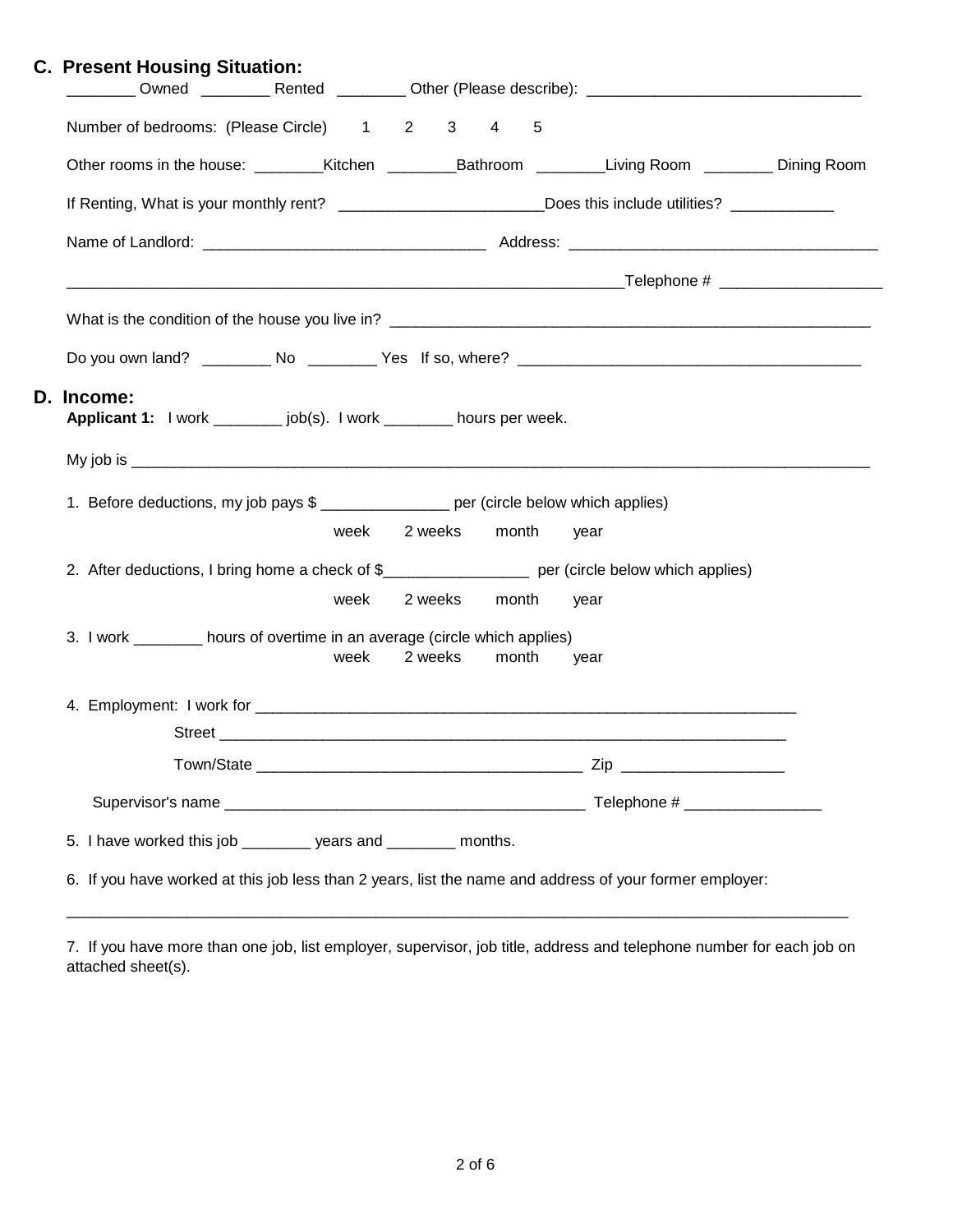## C. Present Housing Situation:

________ Owned ________ Rented ________ Other (Please describe): ________________________________

Number of bedrooms: (Please Circle) 1 2 3 4 5

Other rooms in the house: ________Kitchen ________Bathroom ________Living Room ________ Dining Room

If Renting, What is your monthly rent? ________________________Does this include utilities? ____________

Name of Landlord: _________________________________ Address: ____________________________________

_________________________________________________________________Telephone # ___________________

What is the condition of the house you live in? __________________________________________________________

Do you own land? ________ No ________ Yes If so, where? ________________________________________

## D. Income:

**Applicant 1:** I work ________ job(s). I work ________ hours per week.

My job is ___________________________________________________________________________________

1. Before deductions, my job pays $ _______________ per (circle below which applies)

   week 2 weeks month year

2. After deductions, I bring home a check of $_________________ per (circle below which applies)

   week 2 weeks month year

3. I work ________ hours of overtime in an average (circle which applies)

   week 2 weeks month year

4. Employment: I work for _______________________________________________________________

   Street ____________________________________________________________________

   Town/State ______________________________________ Zip ___________________

   Supervisor's name __________________________________________ Telephone # ________________

5. I have worked this job ________ years and ________ months.

6. If you have worked at this job less than 2 years, list the name and address of your former employer:

   ______________________________________________________________________________________________

7. If you have more than one job, list employer, supervisor, job title, address and telephone number for each job on attached sheet(s).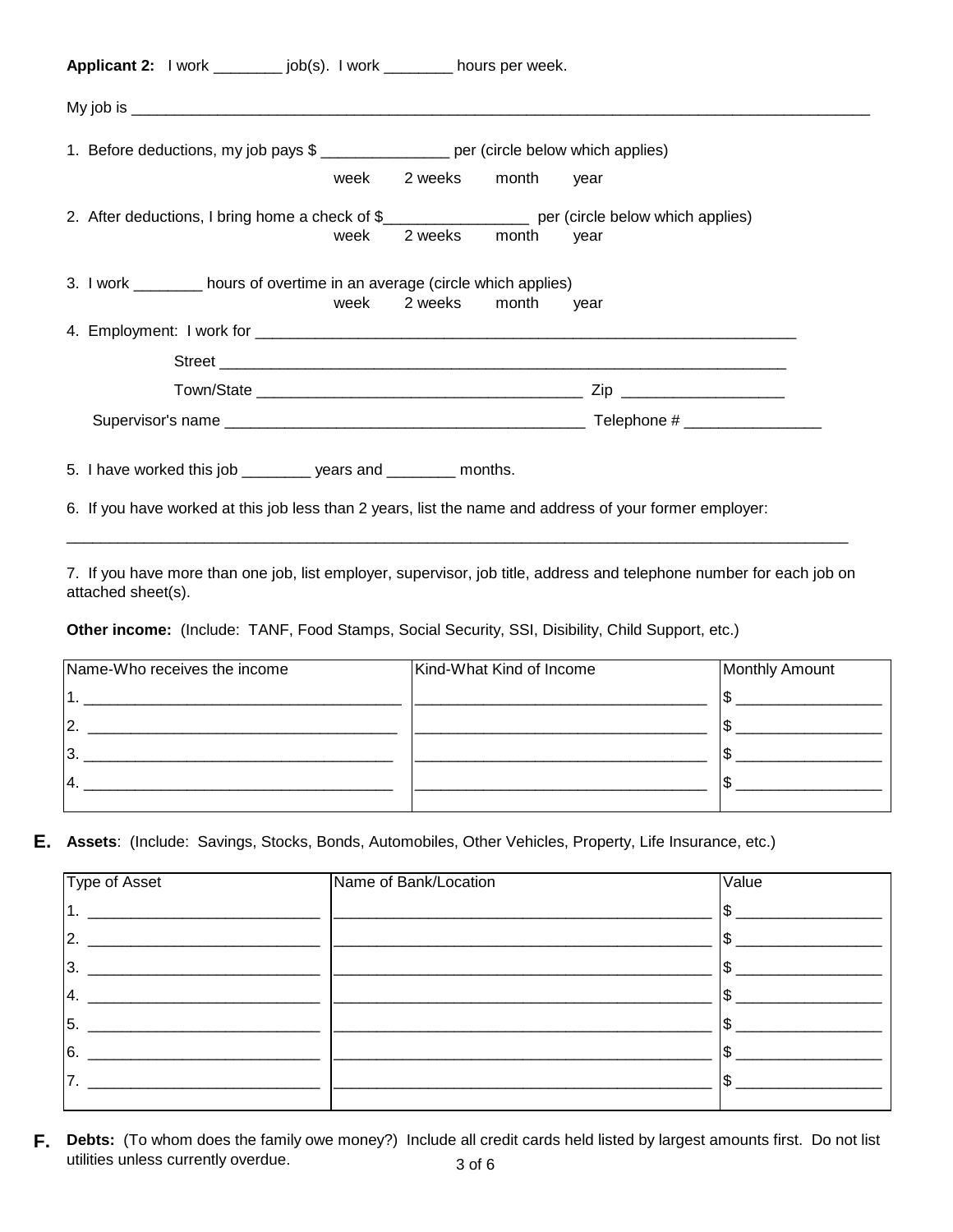**Applicant 2:** I work ________ job(s). I work ________ hours per week.

My job is ________________________________________________________________________________________

1. Before deductions, my job pays $ _______________ per (circle below which applies)

   week 2 weeks month year

2. After deductions, I bring home a check of $_________________ per (circle below which applies)

   week 2 weeks month year

3. I work ________ hours of overtime in an average (circle which applies)

   week 2 weeks month year

4. Employment: I work for _________________________________________________________________

   Street _______________________________________________________________________

   Town/State ________________________________________ Zip ___________________

   Supervisor's name ___________________________________________ Telephone # ________________

5. I have worked this job ________ years and ________ months.

6. If you have worked at this job less than 2 years, list the name and address of your former employer:

   ________________________________________________________________________________________________

7. If you have more than one job, list employer, supervisor, job title, address and telephone number for each job on attached sheet(s).

**Other income:** (Include: TANF, Food Stamps, Social Security, SSI, Disibility, Child Support, etc.)

| Name-Who receives the income | Kind-What Kind of Income | Monthly Amount |
|---|---|---|
| 1. _____________________________________ | __________________________________ | $ ________________ |
| 2. _____________________________________ | __________________________________ | $ ________________ |
| 3. _____________________________________ | __________________________________ | $ ________________ |
| 4. _____________________________________ | __________________________________ | $ ________________ |

**E. Assets**: (Include: Savings, Stocks, Bonds, Automobiles, Other Vehicles, Property, Life Insurance, etc.)

| Type of Asset | Name of Bank/Location | Value |
|---|---|---|
| 1. ___________________________ | ____________________________________________ | $ ________________ |
| 2. ___________________________ | ____________________________________________ | $ ________________ |
| 3. ___________________________ | ____________________________________________ | $ ________________ |
| 4. ___________________________ | ____________________________________________ | $ ________________ |
| 5. ___________________________ | ____________________________________________ | $ ________________ |
| 6. ___________________________ | ____________________________________________ | $ ________________ |
| 7. ___________________________ | ____________________________________________ | $ ________________ |

**F. Debts:** (To whom does the family owe money?) Include all credit cards held listed by largest amounts first. Do not list utilities unless currently overdue.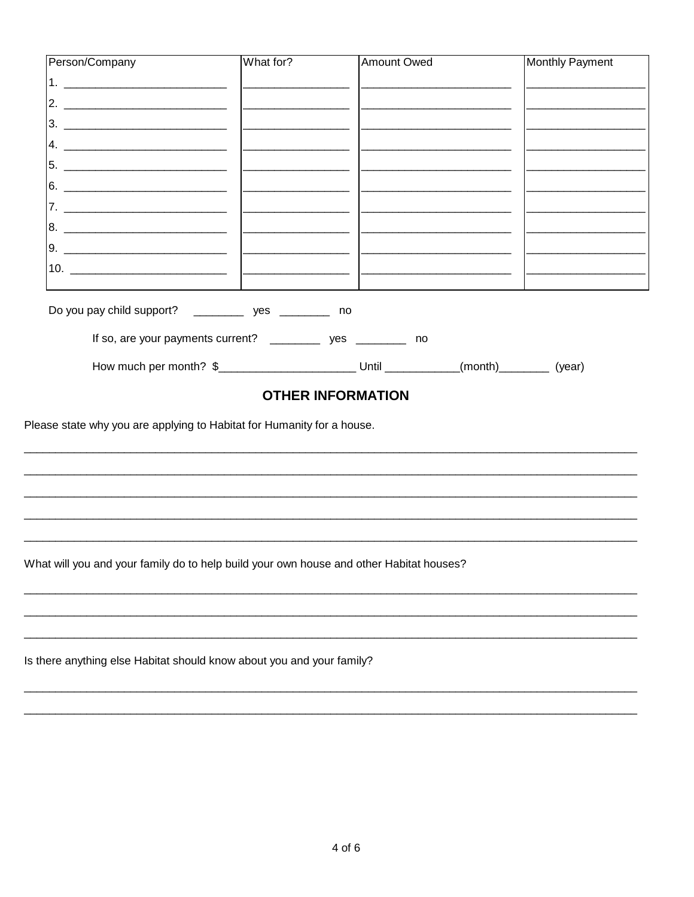| Person/Company | What for? | Amount Owed | Monthly Payment |
|---|---|---|---|
| 1. ________________________ | ________________ | ______________________ | _________________ |
| 2. ________________________ | ________________ | ______________________ | _________________ |
| 3. ________________________ | ________________ | ______________________ | _________________ |
| 4. ________________________ | ________________ | ______________________ | _________________ |
| 5. ________________________ | ________________ | ______________________ | _________________ |
| 6. ________________________ | ________________ | ______________________ | _________________ |
| 7. ________________________ | ________________ | ______________________ | _________________ |
| 8. ________________________ | ________________ | ______________________ | _________________ |
| 9. ________________________ | ________________ | ______________________ | _________________ |
| 10. _______________________ | ________________ | ______________________ | _________________ |

Do you pay child support? ________ yes ________ no

If so, are your payments current? ________ yes ________ no

How much per month? $_____________________ Until ____________(month)________ (year)

## OTHER INFORMATION

Please state why you are applying to Habitat for Humanity for a house.

_____________________________________________________________________________________________

_____________________________________________________________________________________________

_____________________________________________________________________________________________

_____________________________________________________________________________________________

_____________________________________________________________________________________________

What will you and your family do to help build your own house and other Habitat houses?

_____________________________________________________________________________________________

_____________________________________________________________________________________________

_____________________________________________________________________________________________

Is there anything else Habitat should know about you and your family?

_____________________________________________________________________________________________

_____________________________________________________________________________________________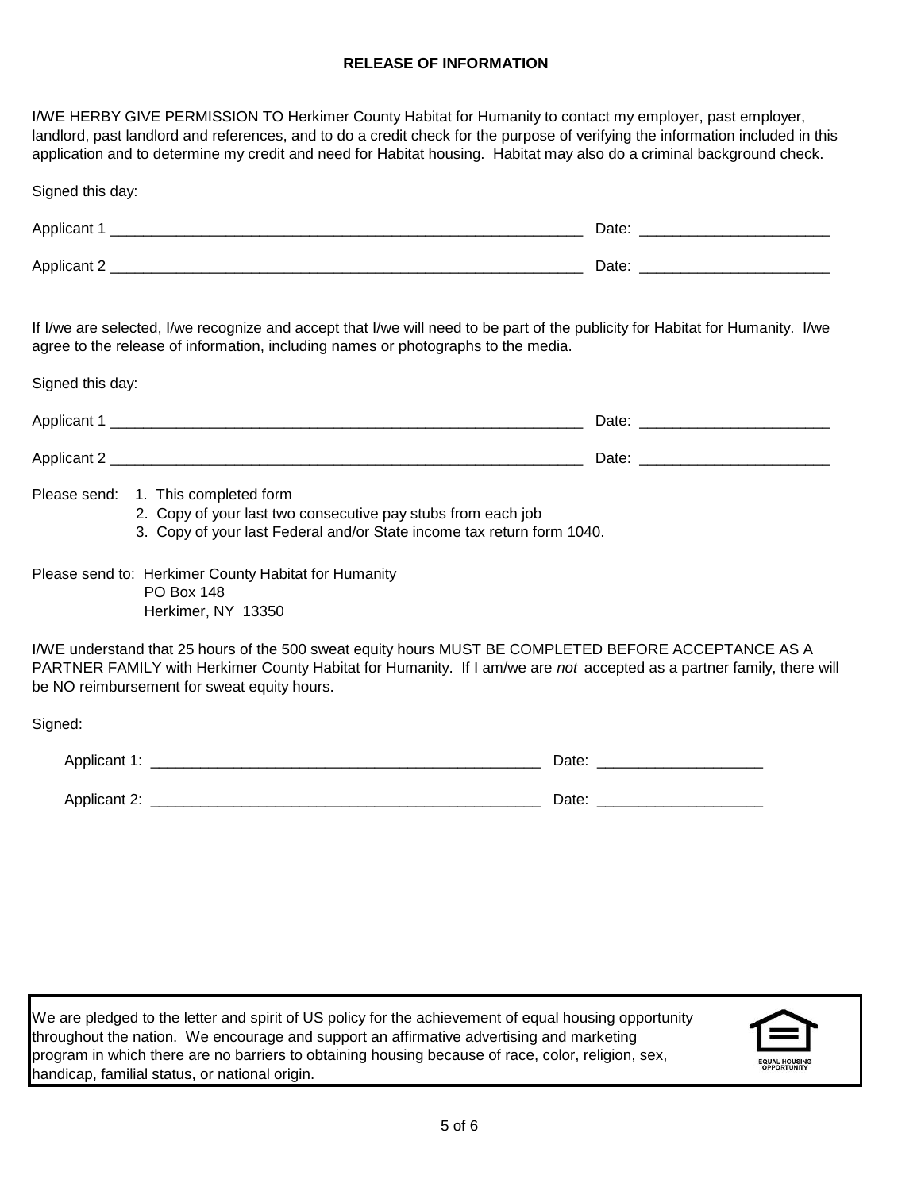## RELEASE OF INFORMATION

I/WE HERBY GIVE PERMISSION TO Herkimer County Habitat for Humanity to contact my employer, past employer, landlord, past landlord and references, and to do a credit check for the purpose of verifying the information included in this application and to determine my credit and need for Habitat housing. Habitat may also do a criminal background check.

Signed this day:

Applicant 1 ___________________________________________________________ Date: ______________________

Applicant 2 ___________________________________________________________ Date: ______________________

If I/we are selected, I/we recognize and accept that I/we will need to be part of the publicity for Habitat for Humanity. I/we agree to the release of information, including names or photographs to the media.

Signed this day:

Applicant 1 ___________________________________________________________ Date: ______________________

Applicant 2 ___________________________________________________________ Date: ______________________

Please send:
1. This completed form
2. Copy of your last two consecutive pay stubs from each job
3. Copy of your last Federal and/or State income tax return form 1040.

Please send to: Herkimer County Habitat for Humanity
PO Box 148
Herkimer, NY 13350

I/WE understand that 25 hours of the 500 sweat equity hours MUST BE COMPLETED BEFORE ACCEPTANCE AS A PARTNER FAMILY with Herkimer County Habitat for Humanity. If I am/we are *not* accepted as a partner family, there will be NO reimbursement for sweat equity hours.

Signed:

Applicant 1: _______________________________________________ Date: ___________________

Applicant 2: _______________________________________________ Date: ___________________

We are pledged to the letter and spirit of US policy for the achievement of equal housing opportunity throughout the nation. We encourage and support an affirmative advertising and marketing program in which there are no barriers to obtaining housing because of race, color, religion, sex, handicap, familial status, or national origin.

EQUAL HOUSING OPPORTUNITY